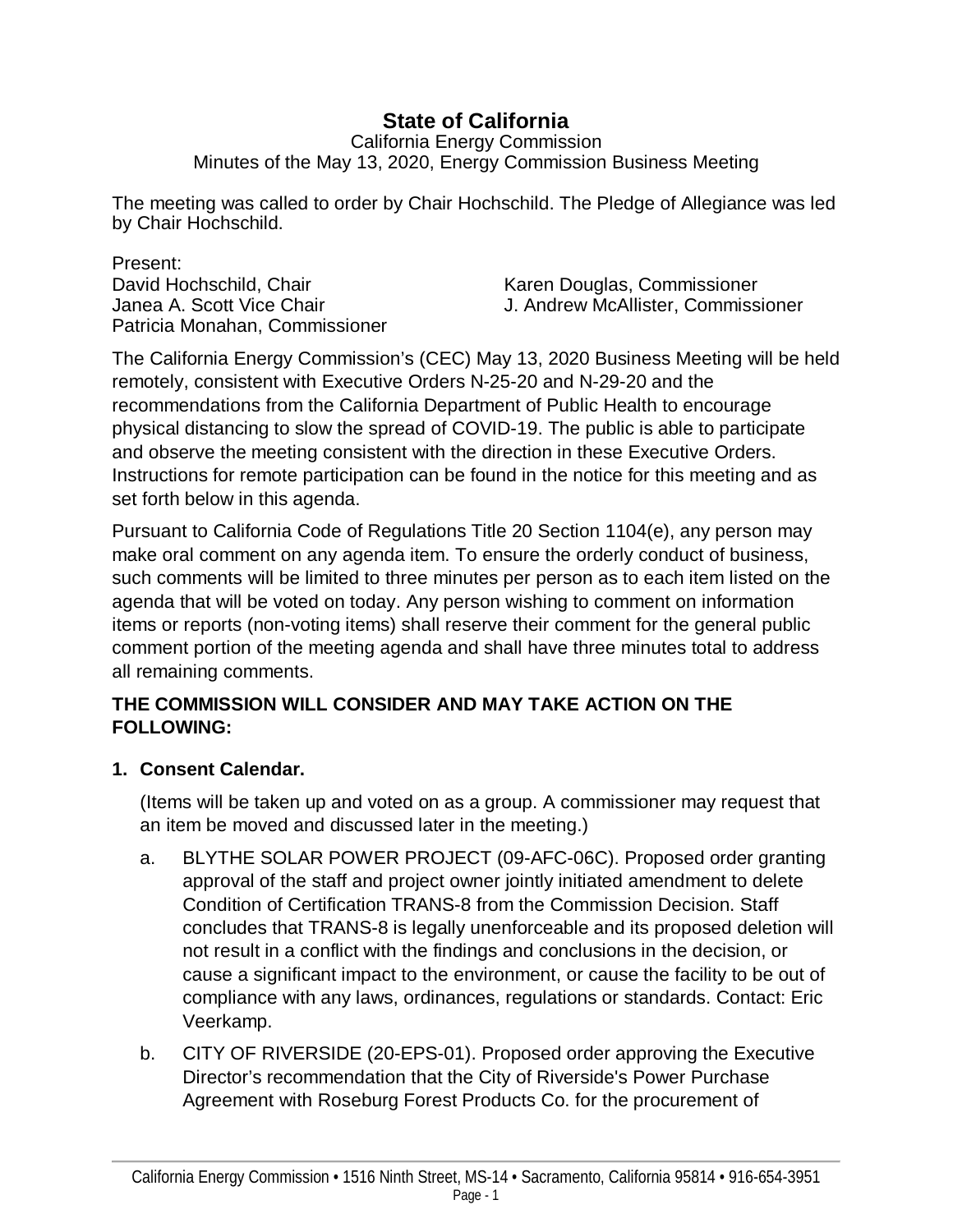# State of California

California Energy Commission
Minutes of the May 13, 2020, Energy Commission Business Meeting

The meeting was called to order by Chair Hochschild. The Pledge of Allegiance was led by Chair Hochschild.

Present:
David Hochschild, Chair
Janea A. Scott Vice Chair
Patricia Monahan, Commissioner
Karen Douglas, Commissioner
J. Andrew McAllister, Commissioner

The California Energy Commission's (CEC) May 13, 2020 Business Meeting will be held remotely, consistent with Executive Orders N-25-20 and N-29-20 and the recommendations from the California Department of Public Health to encourage physical distancing to slow the spread of COVID-19. The public is able to participate and observe the meeting consistent with the direction in these Executive Orders. Instructions for remote participation can be found in the notice for this meeting and as set forth below in this agenda.

Pursuant to California Code of Regulations Title 20 Section 1104(e), any person may make oral comment on any agenda item. To ensure the orderly conduct of business, such comments will be limited to three minutes per person as to each item listed on the agenda that will be voted on today. Any person wishing to comment on information items or reports (non-voting items) shall reserve their comment for the general public comment portion of the meeting agenda and shall have three minutes total to address all remaining comments.

**THE COMMISSION WILL CONSIDER AND MAY TAKE ACTION ON THE FOLLOWING:**

**1. Consent Calendar.**

(Items will be taken up and voted on as a group. A commissioner may request that an item be moved and discussed later in the meeting.)

a. BLYTHE SOLAR POWER PROJECT (09-AFC-06C). Proposed order granting approval of the staff and project owner jointly initiated amendment to delete Condition of Certification TRANS-8 from the Commission Decision. Staff concludes that TRANS-8 is legally unenforceable and its proposed deletion will not result in a conflict with the findings and conclusions in the decision, or cause a significant impact to the environment, or cause the facility to be out of compliance with any laws, ordinances, regulations or standards. Contact: Eric Veerkamp.

b. CITY OF RIVERSIDE (20-EPS-01). Proposed order approving the Executive Director's recommendation that the City of Riverside's Power Purchase Agreement with Roseburg Forest Products Co. for the procurement of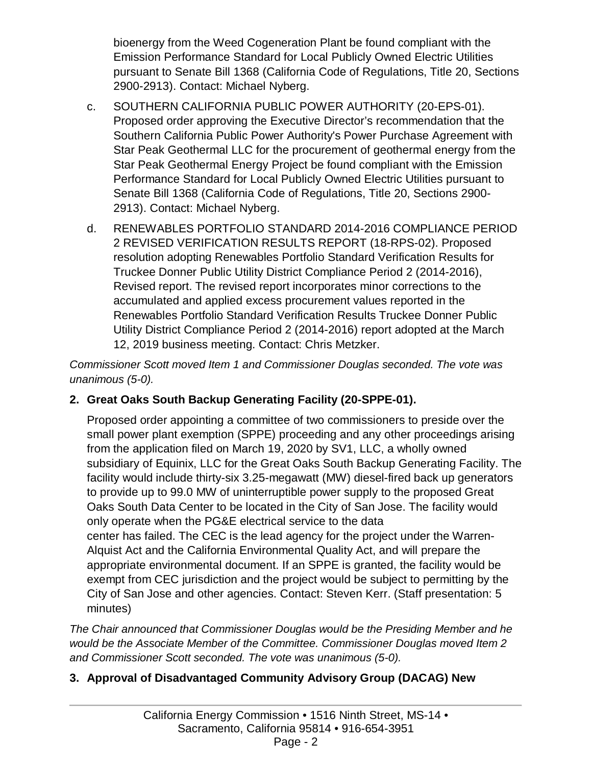bioenergy from the Weed Cogeneration Plant be found compliant with the Emission Performance Standard for Local Publicly Owned Electric Utilities pursuant to Senate Bill 1368 (California Code of Regulations, Title 20, Sections 2900-2913). Contact: Michael Nyberg.

c. SOUTHERN CALIFORNIA PUBLIC POWER AUTHORITY (20-EPS-01). Proposed order approving the Executive Director's recommendation that the Southern California Public Power Authority's Power Purchase Agreement with Star Peak Geothermal LLC for the procurement of geothermal energy from the Star Peak Geothermal Energy Project be found compliant with the Emission Performance Standard for Local Publicly Owned Electric Utilities pursuant to Senate Bill 1368 (California Code of Regulations, Title 20, Sections 2900-2913). Contact: Michael Nyberg.

d. RENEWABLES PORTFOLIO STANDARD 2014-2016 COMPLIANCE PERIOD 2 REVISED VERIFICATION RESULTS REPORT (18-RPS-02). Proposed resolution adopting Renewables Portfolio Standard Verification Results for Truckee Donner Public Utility District Compliance Period 2 (2014-2016), Revised report. The revised report incorporates minor corrections to the accumulated and applied excess procurement values reported in the Renewables Portfolio Standard Verification Results Truckee Donner Public Utility District Compliance Period 2 (2014-2016) report adopted at the March 12, 2019 business meeting. Contact: Chris Metzker.

*Commissioner Scott moved Item 1 and Commissioner Douglas seconded. The vote was unanimous (5-0).*

**2. Great Oaks South Backup Generating Facility (20-SPPE-01).**

Proposed order appointing a committee of two commissioners to preside over the small power plant exemption (SPPE) proceeding and any other proceedings arising from the application filed on March 19, 2020 by SV1, LLC, a wholly owned subsidiary of Equinix, LLC for the Great Oaks South Backup Generating Facility. The facility would include thirty-six 3.25-megawatt (MW) diesel-fired back up generators to provide up to 99.0 MW of uninterruptible power supply to the proposed Great Oaks South Data Center to be located in the City of San Jose. The facility would only operate when the PG&E electrical service to the data center has failed. The CEC is the lead agency for the project under the Warren-Alquist Act and the California Environmental Quality Act, and will prepare the appropriate environmental document. If an SPPE is granted, the facility would be exempt from CEC jurisdiction and the project would be subject to permitting by the City of San Jose and other agencies. Contact: Steven Kerr. (Staff presentation: 5 minutes)

*The Chair announced that Commissioner Douglas would be the Presiding Member and he would be the Associate Member of the Committee. Commissioner Douglas moved Item 2 and Commissioner Scott seconded. The vote was unanimous (5-0).*

**3. Approval of Disadvantaged Community Advisory Group (DACAG) New**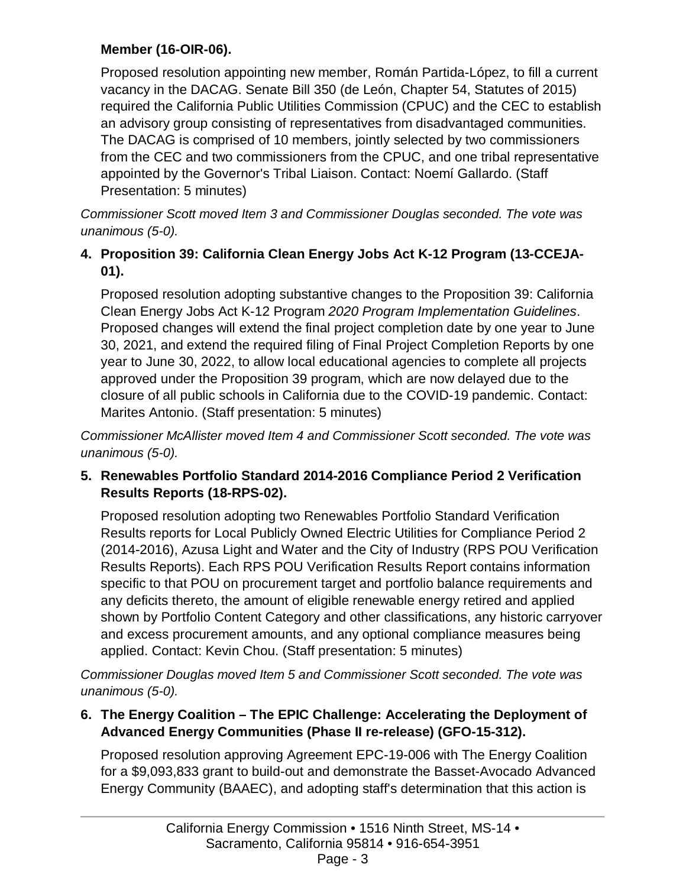**Member (16-OIR-06).**

Proposed resolution appointing new member, Román Partida-López, to fill a current vacancy in the DACAG. Senate Bill 350 (de León, Chapter 54, Statutes of 2015) required the California Public Utilities Commission (CPUC) and the CEC to establish an advisory group consisting of representatives from disadvantaged communities. The DACAG is comprised of 10 members, jointly selected by two commissioners from the CEC and two commissioners from the CPUC, and one tribal representative appointed by the Governor's Tribal Liaison. Contact: Noemí Gallardo. (Staff Presentation: 5 minutes)

*Commissioner Scott moved Item 3 and Commissioner Douglas seconded. The vote was unanimous (5-0).*

**4. Proposition 39: California Clean Energy Jobs Act K-12 Program (13-CCEJA-01).**

Proposed resolution adopting substantive changes to the Proposition 39: California Clean Energy Jobs Act K-12 Program *2020 Program Implementation Guidelines*. Proposed changes will extend the final project completion date by one year to June 30, 2021, and extend the required filing of Final Project Completion Reports by one year to June 30, 2022, to allow local educational agencies to complete all projects approved under the Proposition 39 program, which are now delayed due to the closure of all public schools in California due to the COVID-19 pandemic. Contact: Marites Antonio. (Staff presentation: 5 minutes)

*Commissioner McAllister moved Item 4 and Commissioner Scott seconded. The vote was unanimous (5-0).*

**5. Renewables Portfolio Standard 2014-2016 Compliance Period 2 Verification Results Reports (18-RPS-02).**

Proposed resolution adopting two Renewables Portfolio Standard Verification Results reports for Local Publicly Owned Electric Utilities for Compliance Period 2 (2014-2016), Azusa Light and Water and the City of Industry (RPS POU Verification Results Reports). Each RPS POU Verification Results Report contains information specific to that POU on procurement target and portfolio balance requirements and any deficits thereto, the amount of eligible renewable energy retired and applied shown by Portfolio Content Category and other classifications, any historic carryover and excess procurement amounts, and any optional compliance measures being applied. Contact: Kevin Chou. (Staff presentation: 5 minutes)

*Commissioner Douglas moved Item 5 and Commissioner Scott seconded. The vote was unanimous (5-0).*

**6. The Energy Coalition – The EPIC Challenge: Accelerating the Deployment of Advanced Energy Communities (Phase II re-release) (GFO-15-312).**

Proposed resolution approving Agreement EPC-19-006 with The Energy Coalition for a $9,093,833 grant to build-out and demonstrate the Basset-Avocado Advanced Energy Community (BAAEC), and adopting staff's determination that this action is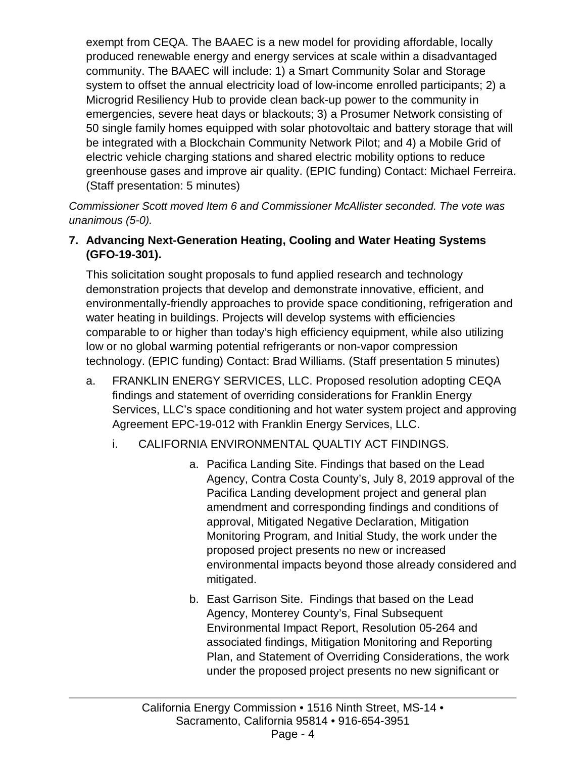exempt from CEQA. The BAAEC is a new model for providing affordable, locally produced renewable energy and energy services at scale within a disadvantaged community. The BAAEC will include: 1) a Smart Community Solar and Storage system to offset the annual electricity load of low-income enrolled participants; 2) a Microgrid Resiliency Hub to provide clean back-up power to the community in emergencies, severe heat days or blackouts; 3) a Prosumer Network consisting of 50 single family homes equipped with solar photovoltaic and battery storage that will be integrated with a Blockchain Community Network Pilot; and 4) a Mobile Grid of electric vehicle charging stations and shared electric mobility options to reduce greenhouse gases and improve air quality. (EPIC funding) Contact: Michael Ferreira. (Staff presentation: 5 minutes)

*Commissioner Scott moved Item 6 and Commissioner McAllister seconded. The vote was unanimous (5-0).*

**7. Advancing Next-Generation Heating, Cooling and Water Heating Systems (GFO-19-301).**

This solicitation sought proposals to fund applied research and technology demonstration projects that develop and demonstrate innovative, efficient, and environmentally-friendly approaches to provide space conditioning, refrigeration and water heating in buildings. Projects will develop systems with efficiencies comparable to or higher than today's high efficiency equipment, while also utilizing low or no global warming potential refrigerants or non-vapor compression technology. (EPIC funding) Contact: Brad Williams. (Staff presentation 5 minutes)

a. FRANKLIN ENERGY SERVICES, LLC. Proposed resolution adopting CEQA findings and statement of overriding considerations for Franklin Energy Services, LLC's space conditioning and hot water system project and approving Agreement EPC-19-012 with Franklin Energy Services, LLC.

   i. CALIFORNIA ENVIRONMENTAL QUALTIY ACT FINDINGS.

      a. Pacifica Landing Site. Findings that based on the Lead Agency, Contra Costa County's, July 8, 2019 approval of the Pacifica Landing development project and general plan amendment and corresponding findings and conditions of approval, Mitigated Negative Declaration, Mitigation Monitoring Program, and Initial Study, the work under the proposed project presents no new or increased environmental impacts beyond those already considered and mitigated.

      b. East Garrison Site. Findings that based on the Lead Agency, Monterey County's, Final Subsequent Environmental Impact Report, Resolution 05-264 and associated findings, Mitigation Monitoring and Reporting Plan, and Statement of Overriding Considerations, the work under the proposed project presents no new significant or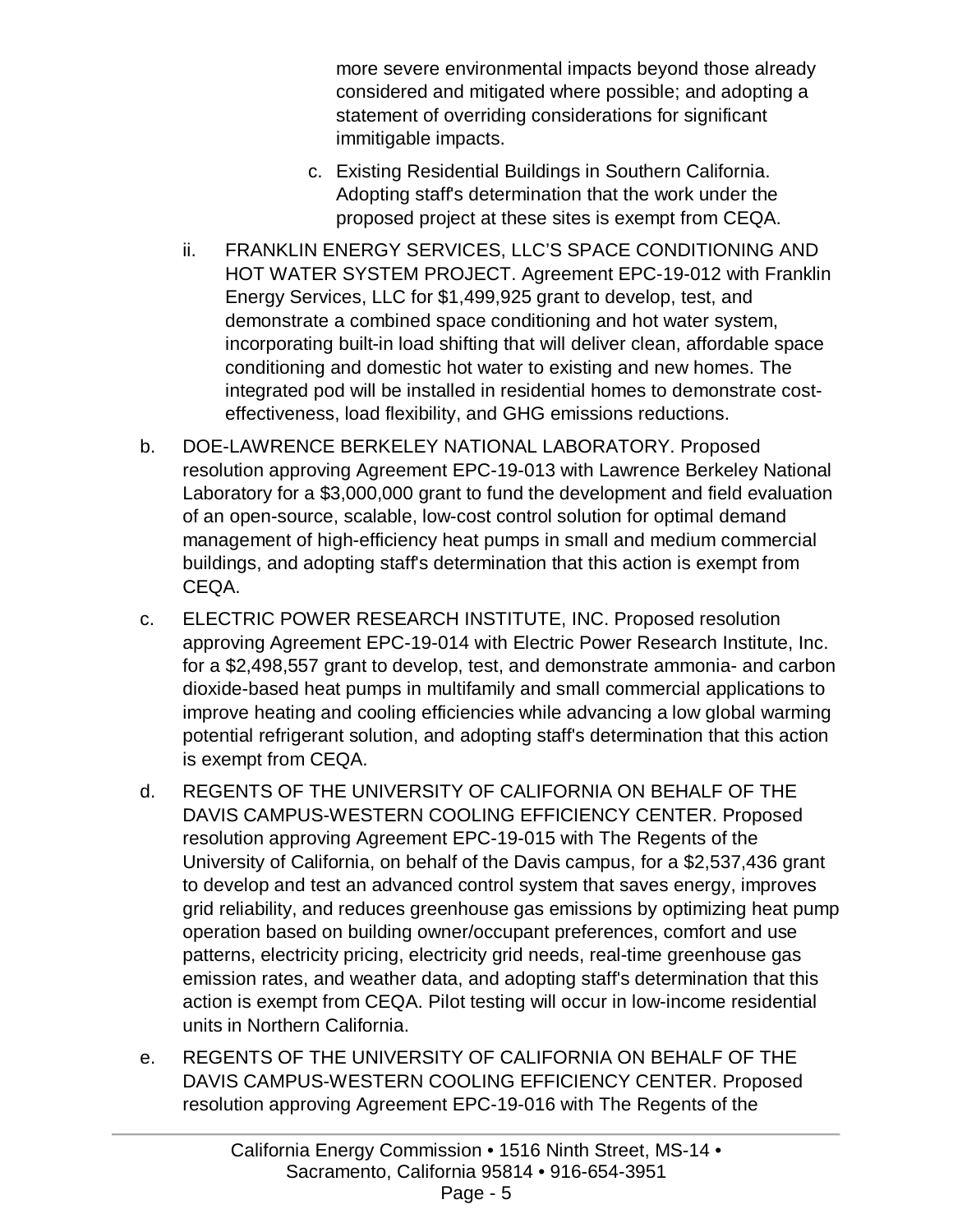more severe environmental impacts beyond those already considered and mitigated where possible; and adopting a statement of overriding considerations for significant immitigable impacts.

c. Existing Residential Buildings in Southern California. Adopting staff's determination that the work under the proposed project at these sites is exempt from CEQA.

ii. FRANKLIN ENERGY SERVICES, LLC'S SPACE CONDITIONING AND HOT WATER SYSTEM PROJECT. Agreement EPC-19-012 with Franklin Energy Services, LLC for $1,499,925 grant to develop, test, and demonstrate a combined space conditioning and hot water system, incorporating built-in load shifting that will deliver clean, affordable space conditioning and domestic hot water to existing and new homes. The integrated pod will be installed in residential homes to demonstrate cost-effectiveness, load flexibility, and GHG emissions reductions.

b. DOE-LAWRENCE BERKELEY NATIONAL LABORATORY. Proposed resolution approving Agreement EPC-19-013 with Lawrence Berkeley National Laboratory for a $3,000,000 grant to fund the development and field evaluation of an open-source, scalable, low-cost control solution for optimal demand management of high-efficiency heat pumps in small and medium commercial buildings, and adopting staff's determination that this action is exempt from CEQA.

c. ELECTRIC POWER RESEARCH INSTITUTE, INC. Proposed resolution approving Agreement EPC-19-014 with Electric Power Research Institute, Inc. for a $2,498,557 grant to develop, test, and demonstrate ammonia- and carbon dioxide-based heat pumps in multifamily and small commercial applications to improve heating and cooling efficiencies while advancing a low global warming potential refrigerant solution, and adopting staff's determination that this action is exempt from CEQA.

d. REGENTS OF THE UNIVERSITY OF CALIFORNIA ON BEHALF OF THE DAVIS CAMPUS-WESTERN COOLING EFFICIENCY CENTER. Proposed resolution approving Agreement EPC-19-015 with The Regents of the University of California, on behalf of the Davis campus, for a $2,537,436 grant to develop and test an advanced control system that saves energy, improves grid reliability, and reduces greenhouse gas emissions by optimizing heat pump operation based on building owner/occupant preferences, comfort and use patterns, electricity pricing, electricity grid needs, real-time greenhouse gas emission rates, and weather data, and adopting staff's determination that this action is exempt from CEQA. Pilot testing will occur in low-income residential units in Northern California.

e. REGENTS OF THE UNIVERSITY OF CALIFORNIA ON BEHALF OF THE DAVIS CAMPUS-WESTERN COOLING EFFICIENCY CENTER. Proposed resolution approving Agreement EPC-19-016 with The Regents of the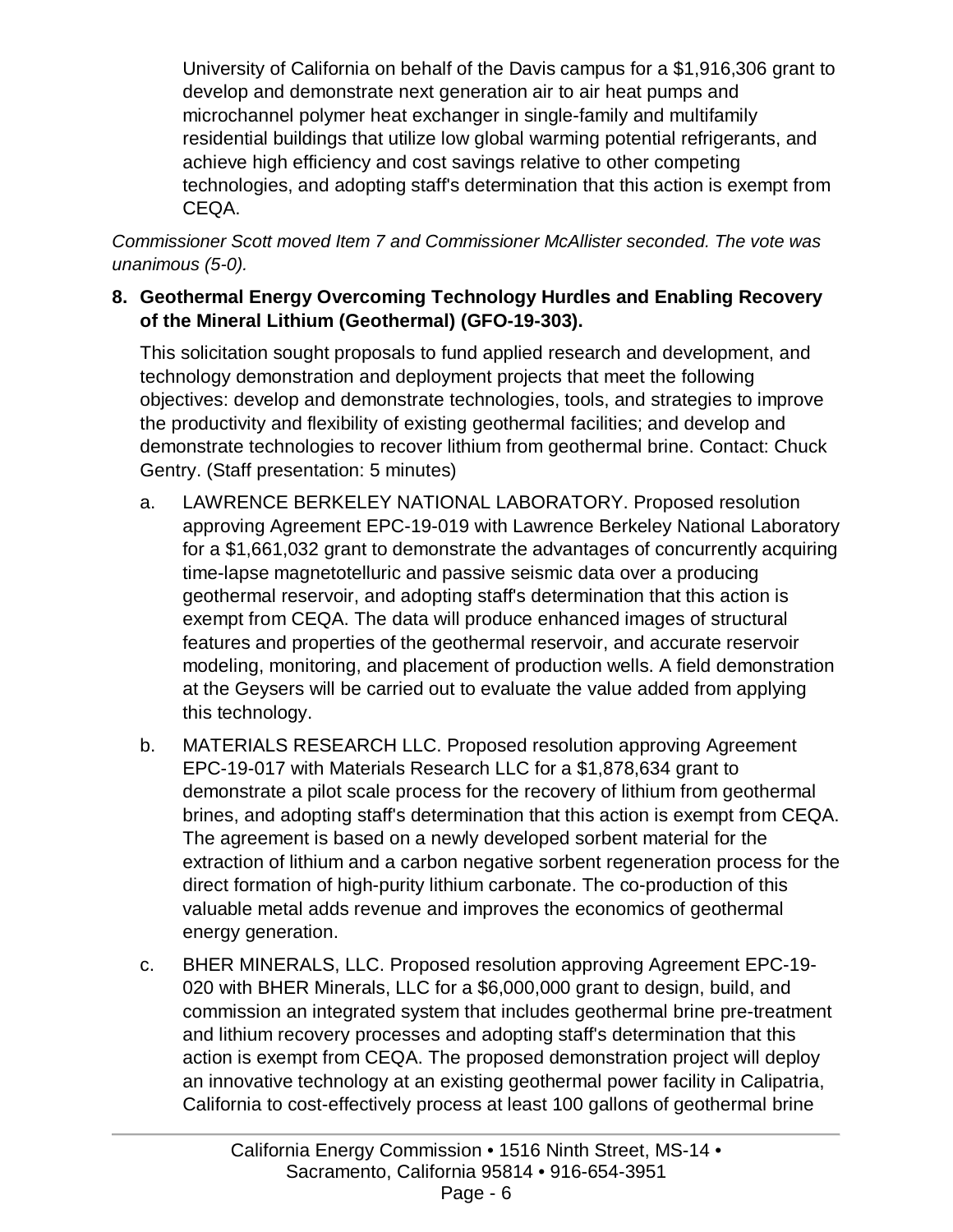University of California on behalf of the Davis campus for a $1,916,306 grant to develop and demonstrate next generation air to air heat pumps and microchannel polymer heat exchanger in single-family and multifamily residential buildings that utilize low global warming potential refrigerants, and achieve high efficiency and cost savings relative to other competing technologies, and adopting staff's determination that this action is exempt from CEQA.

*Commissioner Scott moved Item 7 and Commissioner McAllister seconded. The vote was unanimous (5-0).*

**8. Geothermal Energy Overcoming Technology Hurdles and Enabling Recovery of the Mineral Lithium (Geothermal) (GFO-19-303).**

This solicitation sought proposals to fund applied research and development, and technology demonstration and deployment projects that meet the following objectives: develop and demonstrate technologies, tools, and strategies to improve the productivity and flexibility of existing geothermal facilities; and develop and demonstrate technologies to recover lithium from geothermal brine. Contact: Chuck Gentry. (Staff presentation: 5 minutes)

a. LAWRENCE BERKELEY NATIONAL LABORATORY. Proposed resolution approving Agreement EPC-19-019 with Lawrence Berkeley National Laboratory for a $1,661,032 grant to demonstrate the advantages of concurrently acquiring time-lapse magnetotelluric and passive seismic data over a producing geothermal reservoir, and adopting staff's determination that this action is exempt from CEQA. The data will produce enhanced images of structural features and properties of the geothermal reservoir, and accurate reservoir modeling, monitoring, and placement of production wells. A field demonstration at the Geysers will be carried out to evaluate the value added from applying this technology.

b. MATERIALS RESEARCH LLC. Proposed resolution approving Agreement EPC-19-017 with Materials Research LLC for a $1,878,634 grant to demonstrate a pilot scale process for the recovery of lithium from geothermal brines, and adopting staff's determination that this action is exempt from CEQA. The agreement is based on a newly developed sorbent material for the extraction of lithium and a carbon negative sorbent regeneration process for the direct formation of high-purity lithium carbonate. The co-production of this valuable metal adds revenue and improves the economics of geothermal energy generation.

c. BHER MINERALS, LLC. Proposed resolution approving Agreement EPC-19-020 with BHER Minerals, LLC for a $6,000,000 grant to design, build, and commission an integrated system that includes geothermal brine pre-treatment and lithium recovery processes and adopting staff's determination that this action is exempt from CEQA. The proposed demonstration project will deploy an innovative technology at an existing geothermal power facility in Calipatria, California to cost-effectively process at least 100 gallons of geothermal brine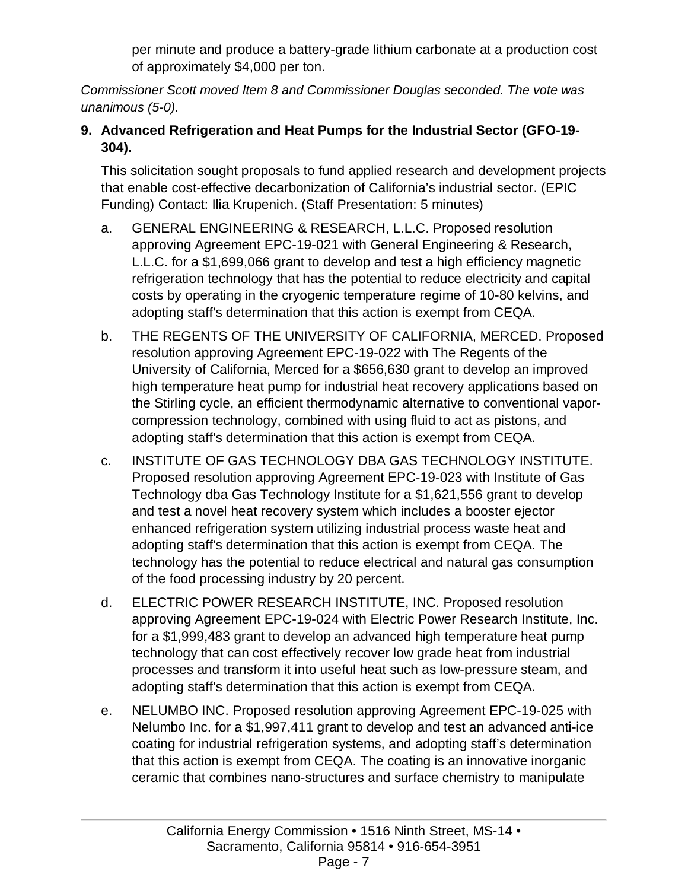per minute and produce a battery-grade lithium carbonate at a production cost of approximately $4,000 per ton.

*Commissioner Scott moved Item 8 and Commissioner Douglas seconded. The vote was unanimous (5-0).*

**9. Advanced Refrigeration and Heat Pumps for the Industrial Sector (GFO-19-304).**

This solicitation sought proposals to fund applied research and development projects that enable cost-effective decarbonization of California's industrial sector. (EPIC Funding) Contact: Ilia Krupenich. (Staff Presentation: 5 minutes)

a. GENERAL ENGINEERING & RESEARCH, L.L.C. Proposed resolution approving Agreement EPC-19-021 with General Engineering & Research, L.L.C. for a $1,699,066 grant to develop and test a high efficiency magnetic refrigeration technology that has the potential to reduce electricity and capital costs by operating in the cryogenic temperature regime of 10-80 kelvins, and adopting staff's determination that this action is exempt from CEQA.

b. THE REGENTS OF THE UNIVERSITY OF CALIFORNIA, MERCED. Proposed resolution approving Agreement EPC-19-022 with The Regents of the University of California, Merced for a $656,630 grant to develop an improved high temperature heat pump for industrial heat recovery applications based on the Stirling cycle, an efficient thermodynamic alternative to conventional vapor-compression technology, combined with using fluid to act as pistons, and adopting staff's determination that this action is exempt from CEQA.

c. INSTITUTE OF GAS TECHNOLOGY DBA GAS TECHNOLOGY INSTITUTE. Proposed resolution approving Agreement EPC-19-023 with Institute of Gas Technology dba Gas Technology Institute for a $1,621,556 grant to develop and test a novel heat recovery system which includes a booster ejector enhanced refrigeration system utilizing industrial process waste heat and adopting staff's determination that this action is exempt from CEQA. The technology has the potential to reduce electrical and natural gas consumption of the food processing industry by 20 percent.

d. ELECTRIC POWER RESEARCH INSTITUTE, INC. Proposed resolution approving Agreement EPC-19-024 with Electric Power Research Institute, Inc. for a $1,999,483 grant to develop an advanced high temperature heat pump technology that can cost effectively recover low grade heat from industrial processes and transform it into useful heat such as low-pressure steam, and adopting staff's determination that this action is exempt from CEQA.

e. NELUMBO INC. Proposed resolution approving Agreement EPC-19-025 with Nelumbo Inc. for a $1,997,411 grant to develop and test an advanced anti-ice coating for industrial refrigeration systems, and adopting staff's determination that this action is exempt from CEQA. The coating is an innovative inorganic ceramic that combines nano-structures and surface chemistry to manipulate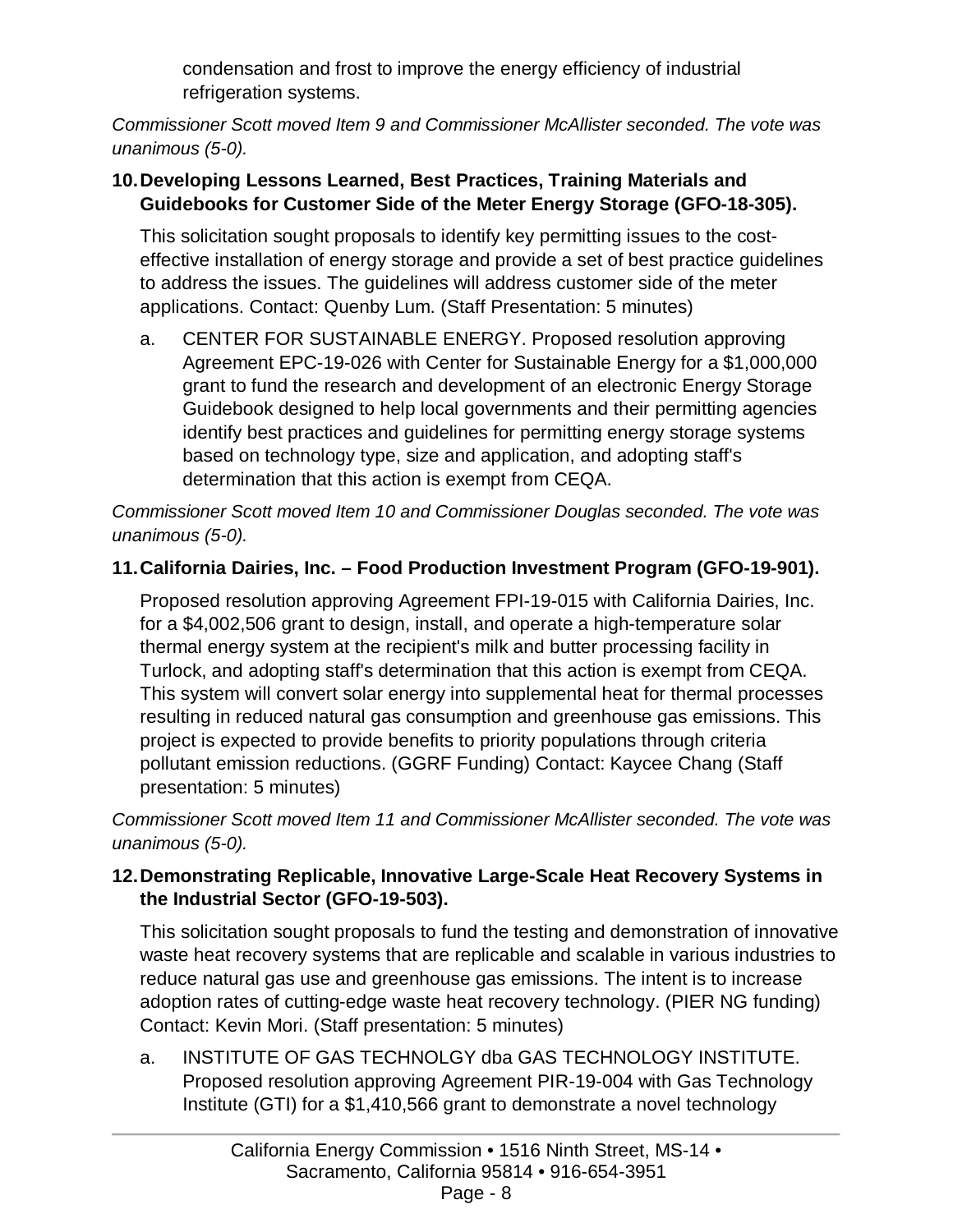condensation and frost to improve the energy efficiency of industrial refrigeration systems.

*Commissioner Scott moved Item 9 and Commissioner McAllister seconded. The vote was unanimous (5-0).*

**10. Developing Lessons Learned, Best Practices, Training Materials and Guidebooks for Customer Side of the Meter Energy Storage (GFO-18-305).**

This solicitation sought proposals to identify key permitting issues to the cost-effective installation of energy storage and provide a set of best practice guidelines to address the issues. The guidelines will address customer side of the meter applications. Contact: Quenby Lum. (Staff Presentation: 5 minutes)

a. CENTER FOR SUSTAINABLE ENERGY. Proposed resolution approving Agreement EPC-19-026 with Center for Sustainable Energy for a $1,000,000 grant to fund the research and development of an electronic Energy Storage Guidebook designed to help local governments and their permitting agencies identify best practices and guidelines for permitting energy storage systems based on technology type, size and application, and adopting staff's determination that this action is exempt from CEQA.

*Commissioner Scott moved Item 10 and Commissioner Douglas seconded. The vote was unanimous (5-0).*

**11. California Dairies, Inc. – Food Production Investment Program (GFO-19-901).**

Proposed resolution approving Agreement FPI-19-015 with California Dairies, Inc. for a $4,002,506 grant to design, install, and operate a high-temperature solar thermal energy system at the recipient's milk and butter processing facility in Turlock, and adopting staff's determination that this action is exempt from CEQA. This system will convert solar energy into supplemental heat for thermal processes resulting in reduced natural gas consumption and greenhouse gas emissions. This project is expected to provide benefits to priority populations through criteria pollutant emission reductions. (GGRF Funding) Contact: Kaycee Chang (Staff presentation: 5 minutes)

*Commissioner Scott moved Item 11 and Commissioner McAllister seconded. The vote was unanimous (5-0).*

**12. Demonstrating Replicable, Innovative Large-Scale Heat Recovery Systems in the Industrial Sector (GFO-19-503).**

This solicitation sought proposals to fund the testing and demonstration of innovative waste heat recovery systems that are replicable and scalable in various industries to reduce natural gas use and greenhouse gas emissions. The intent is to increase adoption rates of cutting-edge waste heat recovery technology. (PIER NG funding) Contact: Kevin Mori. (Staff presentation: 5 minutes)

a. INSTITUTE OF GAS TECHNOLGY dba GAS TECHNOLOGY INSTITUTE. Proposed resolution approving Agreement PIR-19-004 with Gas Technology Institute (GTI) for a $1,410,566 grant to demonstrate a novel technology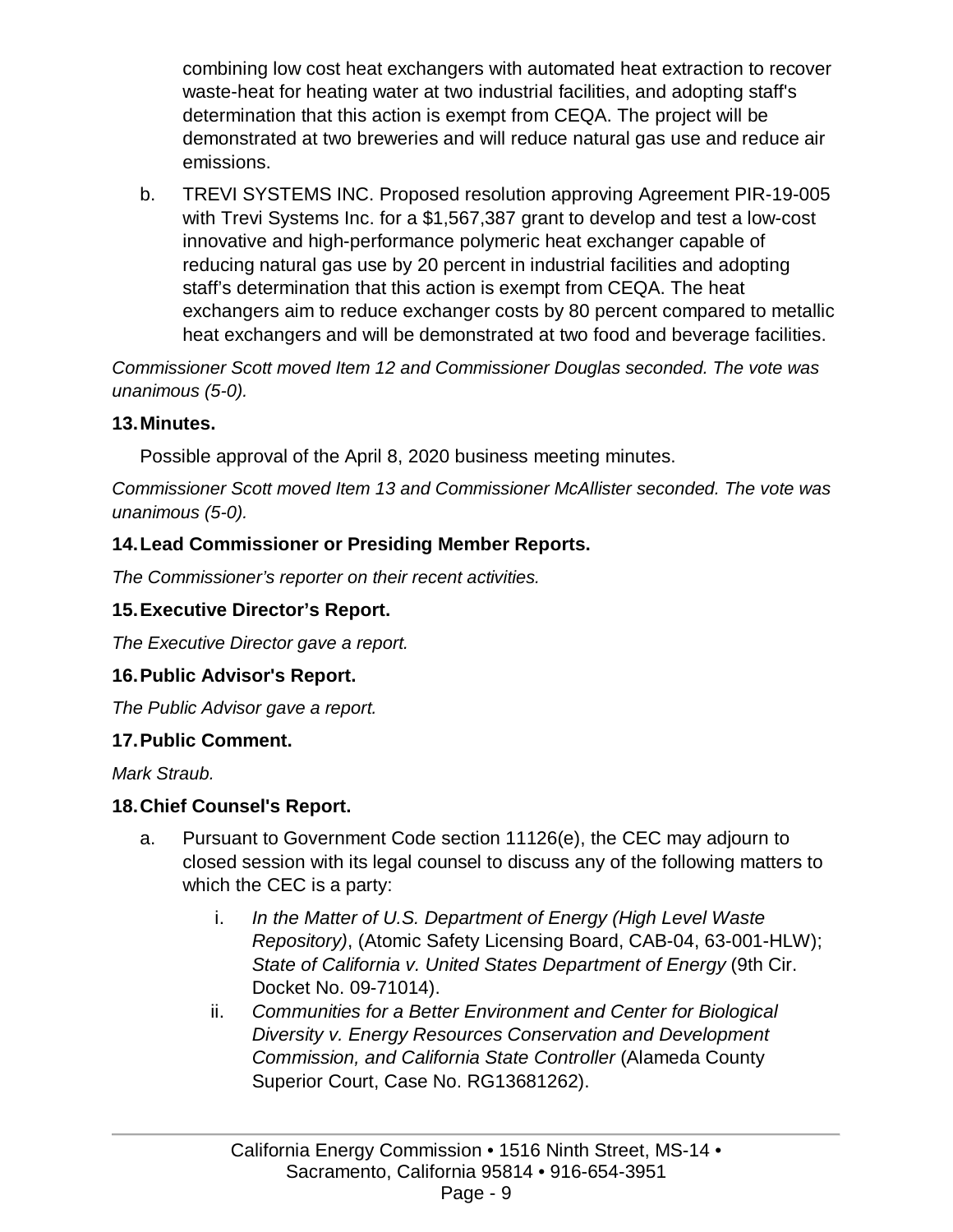combining low cost heat exchangers with automated heat extraction to recover waste-heat for heating water at two industrial facilities, and adopting staff's determination that this action is exempt from CEQA. The project will be demonstrated at two breweries and will reduce natural gas use and reduce air emissions.

b. TREVI SYSTEMS INC. Proposed resolution approving Agreement PIR-19-005 with Trevi Systems Inc. for a $1,567,387 grant to develop and test a low-cost innovative and high-performance polymeric heat exchanger capable of reducing natural gas use by 20 percent in industrial facilities and adopting staff's determination that this action is exempt from CEQA. The heat exchangers aim to reduce exchanger costs by 80 percent compared to metallic heat exchangers and will be demonstrated at two food and beverage facilities.

*Commissioner Scott moved Item 12 and Commissioner Douglas seconded. The vote was unanimous (5-0).*

**13. Minutes.**

Possible approval of the April 8, 2020 business meeting minutes.

*Commissioner Scott moved Item 13 and Commissioner McAllister seconded. The vote was unanimous (5-0).*

**14. Lead Commissioner or Presiding Member Reports.**

*The Commissioner's reporter on their recent activities.*

**15. Executive Director's Report.**

*The Executive Director gave a report.*

**16. Public Advisor's Report.**

*The Public Advisor gave a report.*

**17. Public Comment.**

*Mark Straub.*

**18. Chief Counsel's Report.**

a. Pursuant to Government Code section 11126(e), the CEC may adjourn to closed session with its legal counsel to discuss any of the following matters to which the CEC is a party:

   i. *In the Matter of U.S. Department of Energy (High Level Waste Repository)*, (Atomic Safety Licensing Board, CAB-04, 63-001-HLW); *State of California v. United States Department of Energy* (9th Cir. Docket No. 09-71014).

   ii. *Communities for a Better Environment and Center for Biological Diversity v. Energy Resources Conservation and Development Commission, and California State Controller* (Alameda County Superior Court, Case No. RG13681262).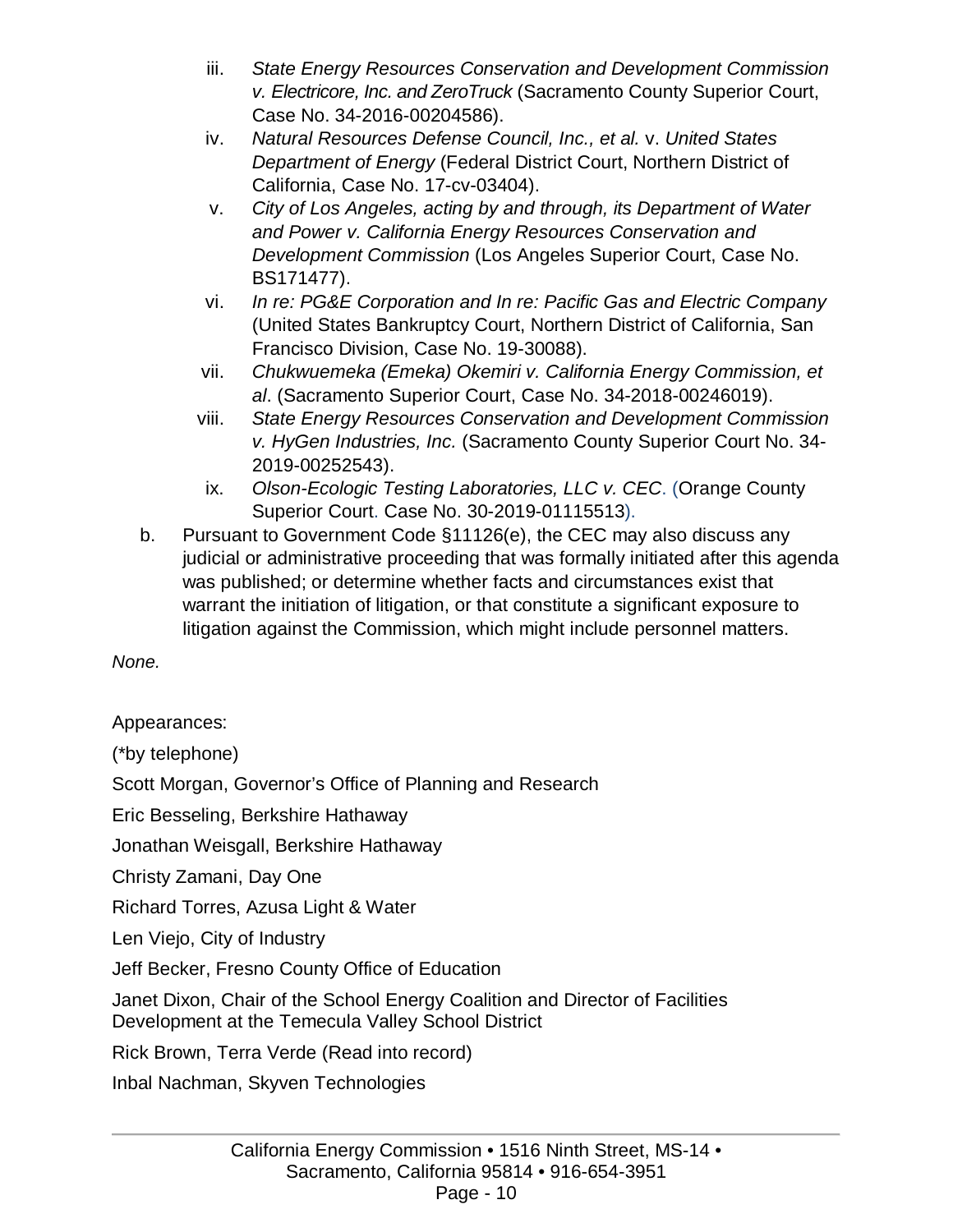iii. *State Energy Resources Conservation and Development Commission v. Electricore, Inc. and ZeroTruck* (Sacramento County Superior Court, Case No. 34-2016-00204586).

iv. *Natural Resources Defense Council, Inc., et al.* v. *United States Department of Energy* (Federal District Court, Northern District of California, Case No. 17-cv-03404).

v. *City of Los Angeles, acting by and through, its Department of Water and Power v. California Energy Resources Conservation and Development Commission* (Los Angeles Superior Court, Case No. BS171477).

vi. *In re: PG&E Corporation and In re: Pacific Gas and Electric Company* (United States Bankruptcy Court, Northern District of California, San Francisco Division, Case No. 19-30088).

vii. *Chukwuemeka (Emeka) Okemiri v. California Energy Commission, et al*. (Sacramento Superior Court, Case No. 34-2018-00246019).

viii. *State Energy Resources Conservation and Development Commission v. HyGen Industries, Inc.* (Sacramento County Superior Court No. 34-2019-00252543).

ix. *Olson-Ecologic Testing Laboratories, LLC v. CEC*. (Orange County Superior Court. Case No. 30-2019-01115513).

b. Pursuant to Government Code §11126(e), the CEC may also discuss any judicial or administrative proceeding that was formally initiated after this agenda was published; or determine whether facts and circumstances exist that warrant the initiation of litigation, or that constitute a significant exposure to litigation against the Commission, which might include personnel matters.

*None.*

Appearances:

(*by telephone)

Scott Morgan, Governor's Office of Planning and Research

Eric Besseling, Berkshire Hathaway

Jonathan Weisgall, Berkshire Hathaway

Christy Zamani, Day One

Richard Torres, Azusa Light & Water

Len Viejo, City of Industry

Jeff Becker, Fresno County Office of Education

Janet Dixon, Chair of the School Energy Coalition and Director of Facilities Development at the Temecula Valley School District

Rick Brown, Terra Verde (Read into record)

Inbal Nachman, Skyven Technologies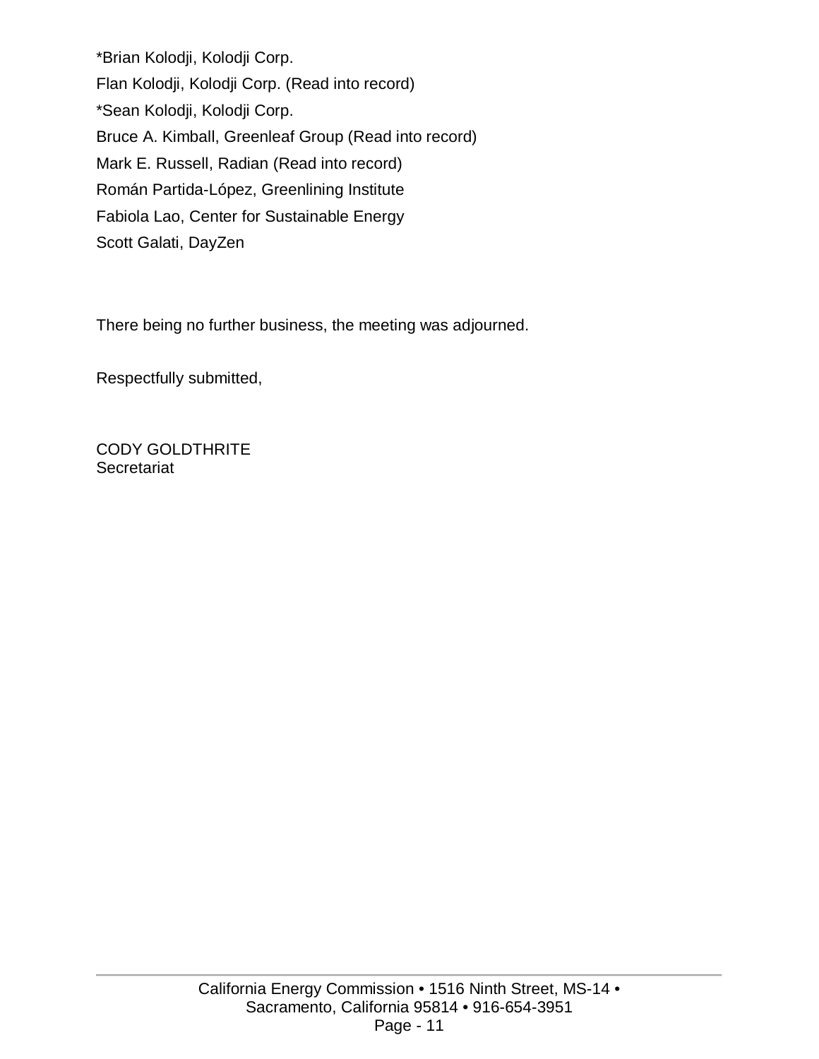*Brian Kolodji, Kolodji Corp.

Flan Kolodji, Kolodji Corp. (Read into record)

*Sean Kolodji, Kolodji Corp.

Bruce A. Kimball, Greenleaf Group (Read into record)

Mark E. Russell, Radian (Read into record)

Román Partida-López, Greenlining Institute

Fabiola Lao, Center for Sustainable Energy

Scott Galati, DayZen

There being no further business, the meeting was adjourned.

Respectfully submitted,

CODY GOLDTHRITE
Secretariat